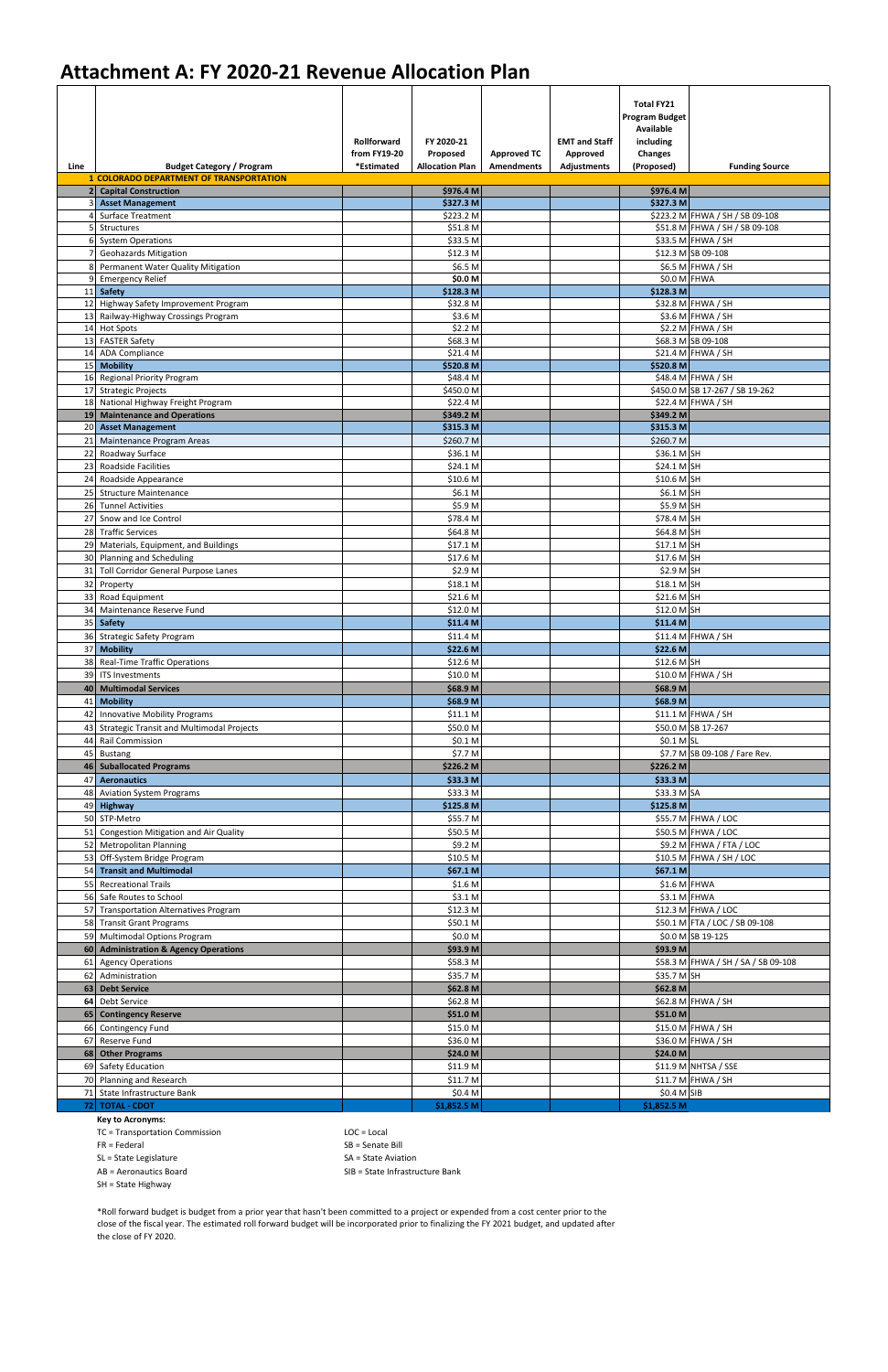# Attachment A: FY 2020-21 Revenue Allocation Plan

| Line | Budget Category / Program | Rollforward from FY19-20 *Estimated | FY 2020-21 Proposed Allocation Plan | Approved TC Amendments | EMT and Staff Approved Adjustments | Total FY21 Program Budget Available including Changes (Proposed) | Funding Source |
|---|---|---|---|---|---|---|---|
| 1 | **COLORADO DEPARTMENT OF TRANSPORTATION** | | | | | | |
| 2 | **Capital Construction** | | **$976.4 M** | | | **$976.4 M** | |
| 3 | **Asset Management** | | **$327.3 M** | | | **$327.3 M** | |
| 4 | Surface Treatment | | $223.2 M | | | $223.2 M | FHWA / SH / SB 09-108 |
| 5 | Structures | | $51.8 M | | | $51.8 M | FHWA / SH / SB 09-108 |
| 6 | System Operations | | $33.5 M | | | $33.5 M | FHWA / SH |
| 7 | Geohazards Mitigation | | $12.3 M | | | $12.3 M | SB 09-108 |
| 8 | Permanent Water Quality Mitigation | | $6.5 M | | | $6.5 M | FHWA / SH |
| 9 | Emergency Relief | | **$0.0 M** | | | $0.0 M | FHWA |
| 11 | **Safety** | | **$128.3 M** | | | **$128.3 M** | |
| 12 | Highway Safety Improvement Program | | $32.8 M | | | $32.8 M | FHWA / SH |
| 13 | Railway-Highway Crossings Program | | $3.6 M | | | $3.6 M | FHWA / SH |
| 14 | Hot Spots | | $2.2 M | | | $2.2 M | FHWA / SH |
| 13 | FASTER Safety | | $68.3 M | | | $68.3 M | SB 09-108 |
| 14 | ADA Compliance | | $21.4 M | | | $21.4 M | FHWA / SH |
| 15 | **Mobility** | | **$520.8 M** | | | **$520.8 M** | |
| 16 | Regional Priority Program | | $48.4 M | | | $48.4 M | FHWA / SH |
| 17 | Strategic Projects | | $450.0 M | | | $450.0 M | SB 17-267 / SB 19-262 |
| 18 | National Highway Freight Program | | $22.4 M | | | $22.4 M | FHWA / SH |
| 19 | **Maintenance and Operations** | | **$349.2 M** | | | **$349.2 M** | |
| 20 | **Asset Management** | | **$315.3 M** | | | **$315.3 M** | |
| 21 | Maintenance Program Areas | | $260.7 M | | | $260.7 M | |
| 22 | Roadway Surface | | $36.1 M | | | $36.1 M | SH |
| 23 | Roadside Facilities | | $24.1 M | | | $24.1 M | SH |
| 24 | Roadside Appearance | | $10.6 M | | | $10.6 M | SH |
| 25 | Structure Maintenance | | $6.1 M | | | $6.1 M | SH |
| 26 | Tunnel Activities | | $5.9 M | | | $5.9 M | SH |
| 27 | Snow and Ice Control | | $78.4 M | | | $78.4 M | SH |
| 28 | Traffic Services | | $64.8 M | | | $64.8 M | SH |
| 29 | Materials, Equipment, and Buildings | | $17.1 M | | | $17.1 M | SH |
| 30 | Planning and Scheduling | | $17.6 M | | | $17.6 M | SH |
| 31 | Toll Corridor General Purpose Lanes | | $2.9 M | | | $2.9 M | SH |
| 32 | Property | | $18.1 M | | | $18.1 M | SH |
| 33 | Road Equipment | | $21.6 M | | | $21.6 M | SH |
| 34 | Maintenance Reserve Fund | | $12.0 M | | | $12.0 M | SH |
| 35 | **Safety** | | **$11.4 M** | | | **$11.4 M** | |
| 36 | Strategic Safety Program | | $11.4 M | | | $11.4 M | FHWA / SH |
| 37 | **Mobility** | | **$22.6 M** | | | **$22.6 M** | |
| 38 | Real-Time Traffic Operations | | $12.6 M | | | $12.6 M | SH |
| 39 | ITS Investments | | $10.0 M | | | $10.0 M | FHWA / SH |
| 40 | **Multimodal Services** | | **$68.9 M** | | | **$68.9 M** | |
| 41 | **Mobility** | | **$68.9 M** | | | **$68.9 M** | |
| 42 | Innovative Mobility Programs | | $11.1 M | | | $11.1 M | FHWA / SH |
| 43 | Strategic Transit and Multimodal Projects | | $50.0 M | | | $50.0 M | SB 17-267 |
| 44 | Rail Commission | | $0.1 M | | | $0.1 M | SL |
| 45 | Bustang | | $7.7 M | | | $7.7 M | SB 09-108 / Fare Rev. |
| 46 | **Suballocated Programs** | | **$226.2 M** | | | **$226.2 M** | |
| 47 | **Aeronautics** | | **$33.3 M** | | | **$33.3 M** | |
| 48 | Aviation System Programs | | $33.3 M | | | $33.3 M | SA |
| 49 | **Highway** | | **$125.8 M** | | | **$125.8 M** | |
| 50 | STP-Metro | | $55.7 M | | | $55.7 M | FHWA / LOC |
| 51 | Congestion Mitigation and Air Quality | | $50.5 M | | | $50.5 M | FHWA / LOC |
| 52 | Metropolitan Planning | | $9.2 M | | | $9.2 M | FHWA / FTA / LOC |
| 53 | Off-System Bridge Program | | $10.5 M | | | $10.5 M | FHWA / SH / LOC |
| 54 | **Transit and Multimodal** | | **$67.1 M** | | | **$67.1 M** | |
| 55 | Recreational Trails | | $1.6 M | | | $1.6 M | FHWA |
| 56 | Safe Routes to School | | $3.1 M | | | $3.1 M | FHWA |
| 57 | Transportation Alternatives Program | | $12.3 M | | | $12.3 M | FHWA / LOC |
| 58 | Transit Grant Programs | | $50.1 M | | | $50.1 M | FTA / LOC / SB 09-108 |
| 59 | Multimodal Options Program | | $0.0 M | | | $0.0 M | SB 19-125 |
| 60 | **Administration & Agency Operations** | | **$93.9 M** | | | **$93.9 M** | |
| 61 | Agency Operations | | $58.3 M | | | $58.3 M | FHWA / SH / SA / SB 09-108 |
| 62 | Administration | | $35.7 M | | | $35.7 M | SH |
| 63 | **Debt Service** | | **$62.8 M** | | | **$62.8 M** | |
| 64 | Debt Service | | $62.8 M | | | $62.8 M | FHWA / SH |
| 65 | **Contingency Reserve** | | **$51.0 M** | | | **$51.0 M** | |
| 66 | Contingency Fund | | $15.0 M | | | $15.0 M | FHWA / SH |
| 67 | Reserve Fund | | $36.0 M | | | $36.0 M | FHWA / SH |
| 68 | **Other Programs** | | **$24.0 M** | | | **$24.0 M** | |
| 69 | Safety Education | | $11.9 M | | | $11.9 M | NHTSA / SSE |
| 70 | Planning and Research | | $11.7 M | | | $11.7 M | FHWA / SH |
| 71 | State Infrastructure Bank | | $0.4 M | | | $0.4 M | SIB |
| 72 | **TOTAL - CDOT** | | **$1,852.5 M** | | | **$1,852.5 M** | |

**Key to Acronyms:**

TC = Transportation Commission
FR = Federal
SL = State Legislature
AB = Aeronautics Board
SH = State Highway
LOC = Local
SB = Senate Bill
SA = State Aviation
SIB = State Infrastructure Bank

*Roll forward budget is budget from a prior year that hasn't been committed to a project or expended from a cost center prior to the close of the fiscal year. The estimated roll forward budget will be incorporated prior to finalizing the FY 2021 budget, and updated after the close of FY 2020.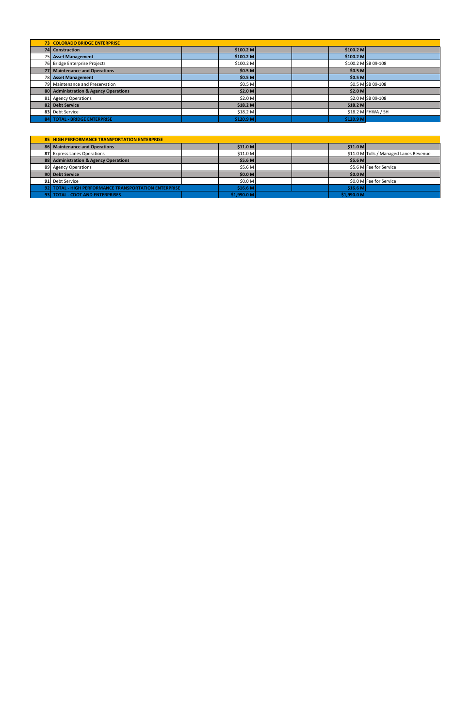| | | | | | | | |
|---|---|---|---|---|---|---|---|
| 73 | COLORADO BRIDGE ENTERPRISE | | | | | | |
| 74 | Construction | | $100.2 M | | | $100.2 M | |
| 75 | Asset Management | | $100.2 M | | | $100.2 M | |
| 76 | Bridge Enterprise Projects | | $100.2 M | | | $100.2 M | SB 09-108 |
| 77 | Maintenance and Operations | | $0.5 M | | | $0.5 M | |
| 78 | Asset Management | | $0.5 M | | | $0.5 M | |
| 79 | Maintenance and Preservation | | $0.5 M | | | $0.5 M | SB 09-108 |
| 80 | Administration & Agency Operations | | $2.0 M | | | $2.0 M | |
| 81 | Agency Operations | | $2.0 M | | | $2.0 M | SB 09-108 |
| 82 | Debt Service | | $18.2 M | | | $18.2 M | |
| 83 | Debt Service | | $18.2 M | | | $18.2 M | FHWA / SH |
| 84 | TOTAL - BRIDGE ENTERPRISE | | $120.9 M | | | $120.9 M | |

| | | | | | | | |
|---|---|---|---|---|---|---|---|
| 85 | HIGH PERFORMANCE TRANSPORTATION ENTERPRISE | | | | | | |
| 86 | Maintenance and Operations | | $11.0 M | | | $11.0 M | |
| 87 | Express Lanes Operations | | $11.0 M | | | $11.0 M | Tolls / Managed Lanes Revenue |
| 88 | Administration & Agency Operations | | $5.6 M | | | $5.6 M | |
| 89 | Agency Operations | | $5.6 M | | | $5.6 M | Fee for Service |
| 90 | Debt Service | | $0.0 M | | | $0.0 M | |
| 91 | Debt Service | | $0.0 M | | | $0.0 M | Fee for Service |
| 92 | TOTAL - HIGH PERFORMANCE TRANSPORTATION ENTERPRISE | | $16.6 M | | | $16.6 M | |
| 93 | TOTAL - CDOT AND ENTERPRISES | | $1,990.0 M | | | $1,990.0 M | |